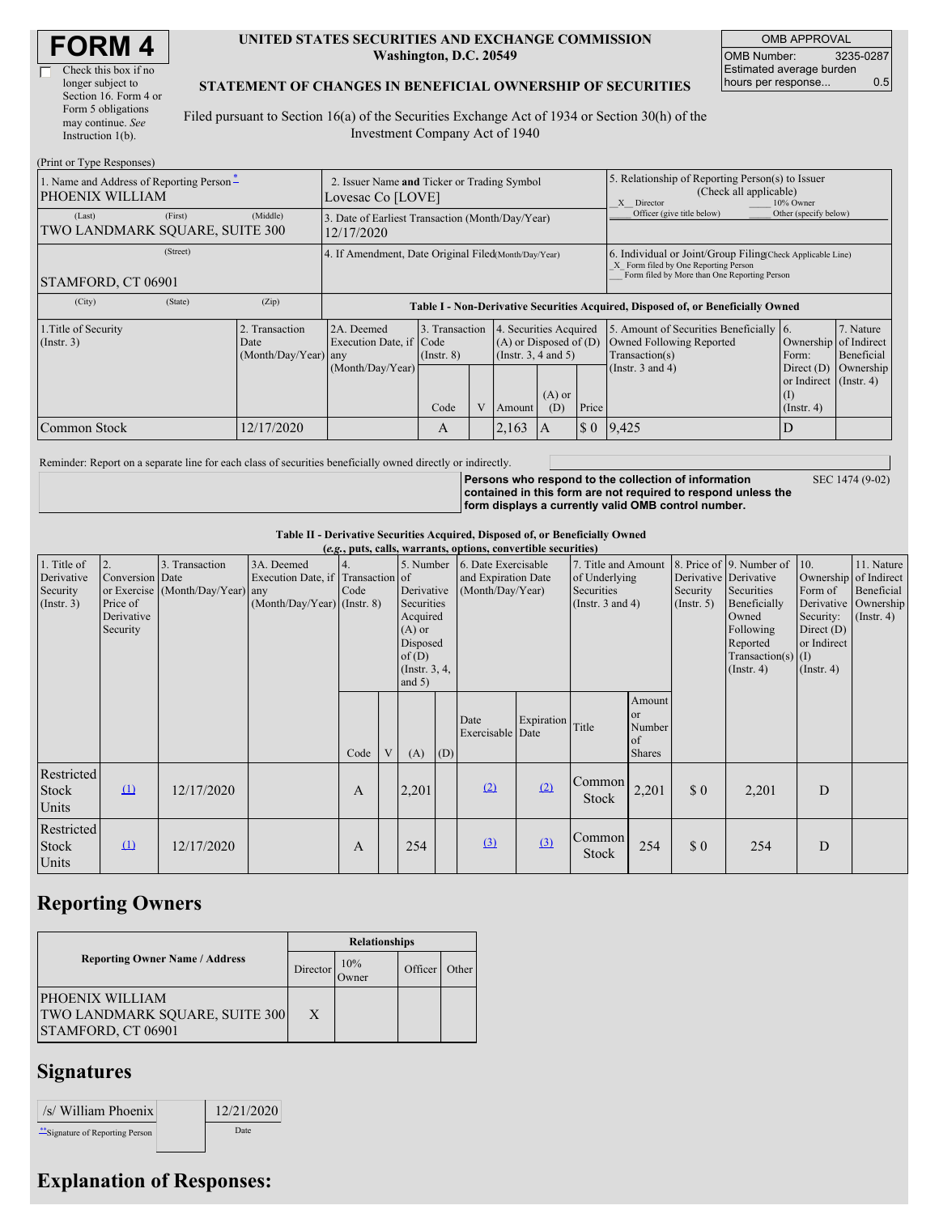# FORM 4

☐ Check this box if no longer subject to Section 16. Form 4 or Form 5 obligations may continue. *See* Instruction 1(b).

**UNITED STATES SECURITIES AND EXCHANGE COMMISSION**
**Washington, D.C. 20549**

**STATEMENT OF CHANGES IN BENEFICIAL OWNERSHIP OF SECURITIES**

Filed pursuant to Section 16(a) of the Securities Exchange Act of 1934 or Section 30(h) of the Investment Company Act of 1940

| OMB APPROVAL | |
|---|---|
| OMB Number: | 3235-0287 |
| Estimated average burden hours per response... | 0.5 |

(Print or Type Responses)

| | | |
|---|---|---|
| 1. Name and Address of Reporting Person * PHOENIX WILLIAM | 2. Issuer Name **and** Ticker or Trading Symbol Lovesac Co [LOVE] | 5. Relationship of Reporting Person(s) to Issuer (Check all applicable) _X_ Director ___ 10% Owner ___ Officer (give title below) ___ Other (specify below) |
| (Last) (First) (Middle) TWO LANDMARK SQUARE, SUITE 300 | 3. Date of Earliest Transaction (Month/Day/Year) 12/17/2020 | |
| (Street) STAMFORD, CT 06901 | 4. If Amendment, Date Original Filed (Month/Day/Year) | 6. Individual or Joint/Group Filing (Check Applicable Line) _X_ Form filed by One Reporting Person ___ Form filed by More than One Reporting Person |
| (City) (State) (Zip) | | |

**Table I - Non-Derivative Securities Acquired, Disposed of, or Beneficially Owned**

| 1.Title of Security (Instr. 3) | 2. Transaction Date (Month/Day/Year) | 2A. Deemed Execution Date, if any (Month/Day/Year) | 3. Transaction Code (Instr. 8) | | 4. Securities Acquired (A) or Disposed of (D) (Instr. 3, 4 and 5) | | | 5. Amount of Securities Beneficially Owned Following Reported Transaction(s) (Instr. 3 and 4) | 6. Ownership Form: Direct (D) or Indirect (I) (Instr. 4) | 7. Nature of Indirect Beneficial Ownership (Instr. 4) |
|---|---|---|---|---|---|---|---|---|---|---|
| | | | Code | V | Amount | (A) or (D) | Price | | | |
| Common Stock | 12/17/2020 | | A | | 2,163 | A | $ 0 | 9,425 | D | |

Reminder: Report on a separate line for each class of securities beneficially owned directly or indirectly.

**Persons who respond to the collection of information contained in this form are not required to respond unless the form displays a currently valid OMB control number.** SEC 1474 (9-02)

**Table II - Derivative Securities Acquired, Disposed of, or Beneficially Owned**
**(*e.g.*, puts, calls, warrants, options, convertible securities)**

| 1. Title of Derivative Security (Instr. 3) | 2. Conversion or Exercise Price of Derivative Security | 3. Transaction Date (Month/Day/Year) | 3A. Deemed Execution Date, if any (Month/Day/Year) | 4. Transaction Code (Instr. 8) | | 5. Number of Derivative Securities Acquired (A) or Disposed of (D) (Instr. 3, 4, and 5) | | 6. Date Exercisable and Expiration Date (Month/Day/Year) | | 7. Title and Amount of Underlying Securities (Instr. 3 and 4) | | 8. Price of Derivative Security (Instr. 5) | 9. Number of Derivative Securities Beneficially Owned Following Reported Transaction(s) (Instr. 4) | 10. Ownership Form of Derivative Security: Direct (D) or Indirect (I) (Instr. 4) | 11. Nature of Indirect Beneficial Ownership (Instr. 4) |
|---|---|---|---|---|---|---|---|---|---|---|---|---|---|---|---|
| | | | | Code | V | (A) | (D) | Date Exercisable | Expiration Date | Title | Amount or Number of Shares | | | | |
| Restricted Stock Units | (1) | 12/17/2020 | | A | | 2,201 | | (2) | (2) | Common Stock | 2,201 | $ 0 | 2,201 | D | |
| Restricted Stock Units | (1) | 12/17/2020 | | A | | 254 | | (3) | (3) | Common Stock | 254 | $ 0 | 254 | D | |

# Reporting Owners

| Reporting Owner Name / Address | Relationships | | | |
|---|---|---|---|---|
| | Director | 10% Owner | Officer | Other |
| PHOENIX WILLIAM TWO LANDMARK SQUARE, SUITE 300 STAMFORD, CT 06901 | X | | | |

# Signatures

| /s/ William Phoenix | 12/21/2020 |
|---|---|
| **Signature of Reporting Person | Date |

# Explanation of Responses: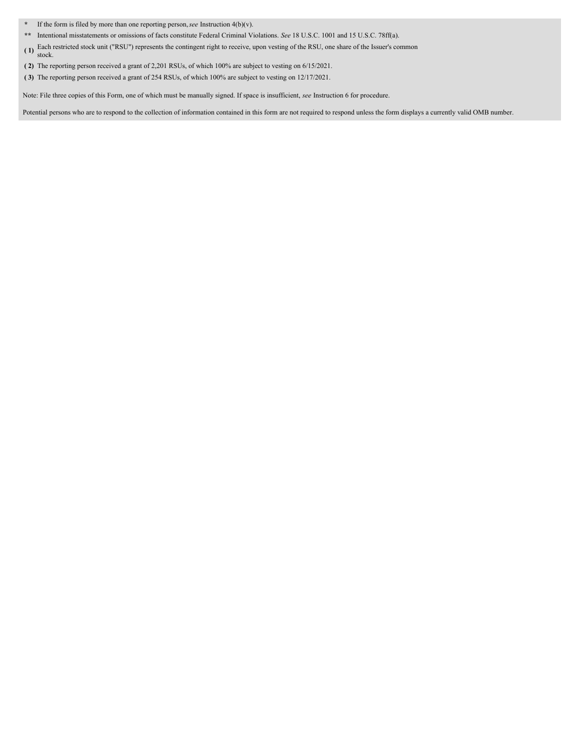\* If the form is filed by more than one reporting person, *see* Instruction 4(b)(v).

\*\* Intentional misstatements or omissions of facts constitute Federal Criminal Violations. *See* 18 U.S.C. 1001 and 15 U.S.C. 78ff(a).

( 1) Each restricted stock unit ("RSU") represents the contingent right to receive, upon vesting of the RSU, one share of the Issuer's common stock.

( 2) The reporting person received a grant of 2,201 RSUs, of which 100% are subject to vesting on 6/15/2021.

( 3) The reporting person received a grant of 254 RSUs, of which 100% are subject to vesting on 12/17/2021.

Note: File three copies of this Form, one of which must be manually signed. If space is insufficient, *see* Instruction 6 for procedure.

Potential persons who are to respond to the collection of information contained in this form are not required to respond unless the form displays a currently valid OMB number.